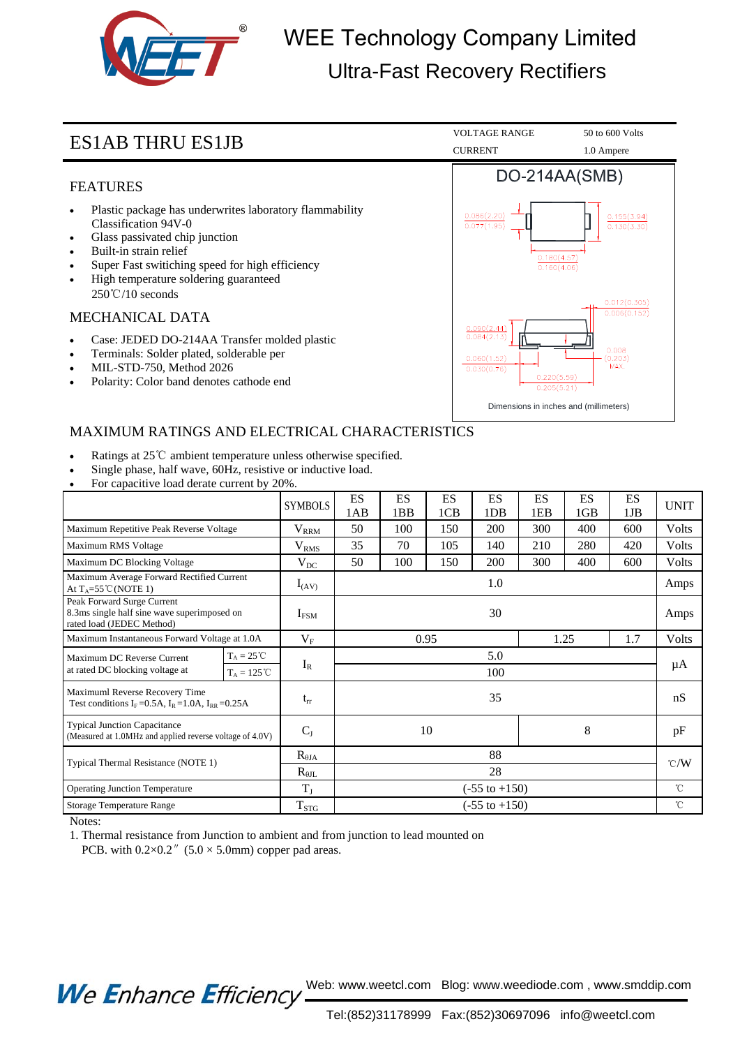WEE Technology Company Limited

Ultra-Fast Recovery Rectifiers

# ES1AB THRU ES1JB

| VOLTAGE RANGE | 50 to 600 Volts |
|---|---|
| CURRENT | 1.0 Ampere |

## FEATURES

- Plastic package has underwrites laboratory flammability Classification 94V-0
- Glass passivated chip junction
- Built-in strain relief
- Super Fast switching speed for high efficiency
- High temperature soldering guaranteed 250℃/10 seconds

## MECHANICAL DATA

- Case: JEDED DO-214AA Transfer molded plastic
- Terminals: Solder plated, solderable per
- MIL-STD-750, Method 2026
- Polarity: Color band denotes cathode end

DO-214AA(SMB)

0.086(2.20) 0.077(1.95) 0.155(3.94) 0.130(3.30) 0.180(4.57) 0.160(4.06) 0.012(0.305) 0.006(0.152) 0.090(2.44) 0.084(2.13) 0.008 (0.203) MAX. 0.060(1.52) 0.030(0.76) 0.220(5.59) 0.205(5.21)

Dimensions in inches and (millimeters)

## MAXIMUM RATINGS AND ELECTRICAL CHARACTERISTICS

- Ratings at 25℃ ambient temperature unless otherwise specified.
- Single phase, half wave, 60Hz, resistive or inductive load.
- For capacitive load derate current by 20%.

| | | SYMBOLS | ES 1AB | ES 1BB | ES 1CB | ES 1DB | ES 1EB | ES 1GB | ES 1JB | UNIT |
|---|---|---|---|---|---|---|---|---|---|---|
| Maximum Repetitive Peak Reverse Voltage | | $V_{RRM}$ | 50 | 100 | 150 | 200 | 300 | 400 | 600 | Volts |
| Maximum RMS Voltage | | $V_{RMS}$ | 35 | 70 | 105 | 140 | 210 | 280 | 420 | Volts |
| Maximum DC Blocking Voltage | | $V_{DC}$ | 50 | 100 | 150 | 200 | 300 | 400 | 600 | Volts |
| Maximum Average Forward Rectified Current At $T_A$=55℃(NOTE 1) | | $I_{(AV)}$ | 1.0 | | | | | | | Amps |
| Peak Forward Surge Current 8.3ms single half sine wave superimposed on rated load (JEDEC Method) | | $I_{FSM}$ | 30 | | | | | | | Amps |
| Maximum Instantaneous Forward Voltage at 1.0A | | $V_F$ | 0.95 | | | | 1.25 | | 1.7 | Volts |
| Maximum DC Reverse Current at rated DC blocking voltage at | $T_A$ = 25℃ | $I_R$ | 5.0 | | | | | | | μA |
| | $T_A$ = 125℃ | | 100 | | | | | | | |
| Maximuml Reverse Recovery Time Test conditions $I_F$=0.5A, $I_R$=1.0A, $I_{RR}$=0.25A | | $t_{rr}$ | 35 | | | | | | | nS |
| Typical Junction Capacitance (Measured at 1.0MHz and applied reverse voltage of 4.0V) | | $C_J$ | 10 | | | | 8 | | | pF |
| Typical Thermal Resistance (NOTE 1) | | $R_{\theta JA}$ | 88 | | | | | | | ℃/W |
| | | $R_{\theta JL}$ | 28 | | | | | | | |
| Operating Junction Temperature | | $T_J$ | (-55 to +150) | | | | | | | ℃ |
| Storage Temperature Range | | $T_{STG}$ | (-55 to +150) | | | | | | | ℃ |

Notes:

1. Thermal resistance from Junction to ambient and from junction to lead mounted on PCB. with 0.2×0.2″ (5.0 × 5.0mm) copper pad areas.

We Enhance Efficiency

Web: www.weetcl.com Blog: www.weediode.com , www.smddip.com

Tel:(852)31178999 Fax:(852)30697096 info@weetcl.com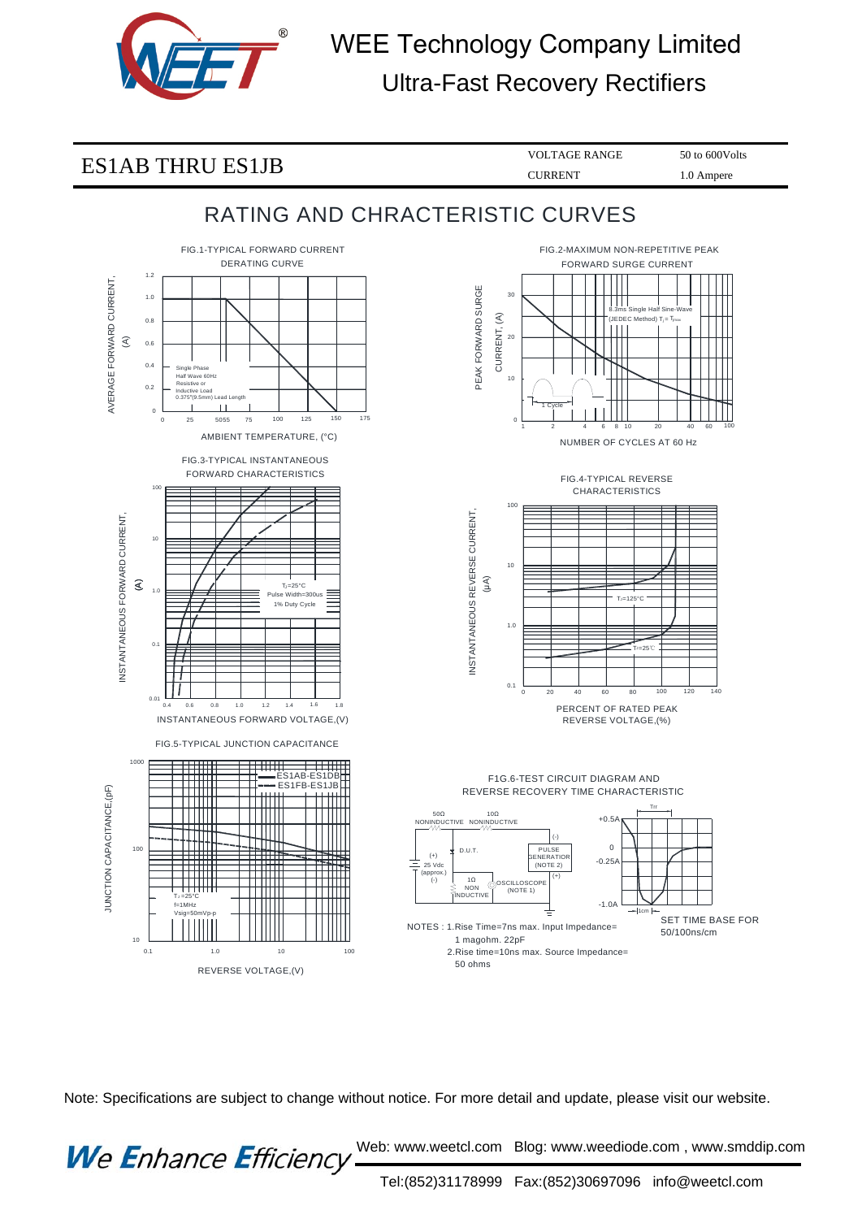# WEE Technology Company Limited

## Ultra-Fast Recovery Rectifiers

| ES1AB THRU ES1JB | VOLTAGE RANGE | 50 to 600Volts |
|---|---|---|
| | CURRENT | 1.0 Ampere |

## RATING AND CHRACTERISTIC CURVES

FIG.1-TYPICAL FORWARD CURRENT DERATING CURVE

AVERAGE FORWARD CURRENT, (A)

1.2
1.0
0.8
0.6
0.4
0.2
0

Single Phase
Half Wave 60Hz
Resistive or
Inductive Load
0.375"(9.5mm) Lead Length

0 25 50 55 75 100 125 150 175

AMBIENT TEMPERATURE, (°C)

FIG.2-MAXIMUM NON-REPETITIVE PEAK FORWARD SURGE CURRENT

PEAK FORWARD SURGE CURRENT, (A)

30
20
10
0

8.3ms Single Half Sine-Wave
(JEDEC Method) $T_j=T_{jmax}$

1 Cycle

1 2 4 6 8 10 20 40 60 100

NUMBER OF CYCLES AT 60 Hz

FIG.3-TYPICAL INSTANTANEOUS FORWARD CHARACTERISTICS

INSTANTANEOUS FORWARD CURRENT, (A)

100
10
1.0
0.1
0.01

$T_j=25°C$
Pulse Width=300us
1% Duty Cycle

0.4 0.6 0.8 1.0 1.2 1.4 1.6 1.8

INSTANTANEOUS FORWARD VOLTAGE,(V)

FIG.4-TYPICAL REVERSE CHARACTERISTICS

INSTANTANEOUS REVERSE CURRENT, (μA)

100
10
1.0
0.1

$T_j=125°C$

$T_j=25°C$

0 20 40 60 80 100 120 140

PERCENT OF RATED PEAK REVERSE VOLTAGE,(%)

FIG.5-TYPICAL JUNCTION CAPACITANCE

JUNCTION CAPACITANCE,(pF)

1000
100
10

ES1AB-ES1DB
ES1FB-ES1JB

$T_J=25°C$
f=1MHz
Vsig=50mVp-p

0.1 1.0 10 100

REVERSE VOLTAGE,(V)

F1G.6-TEST CIRCUIT DIAGRAM AND REVERSE RECOVERY TIME CHARACTERISTIC

50Ω NONINDUCTIVE
10Ω NONINDUCTIVE
D.U.T.
(-)
PULSE GENERATIOR (NOTE 2)
(+)
(+) 25 Vdc (approx.) (-)
1Ω NON INDUCTIVE
OSCILLOSCOPE (NOTE 1)

Trr
+0.5A
0
-0.25A
-1.0A
1cm

SET TIME BASE FOR 50/100ns/cm

NOTES : 1.Rise Time=7ns max. Input Impedance= 1 magohm. 22pF
2.Rise time=10ns max. Source Impedance= 50 ohms

Note: Specifications are subject to change without notice. For more detail and update, please visit our website.

We Enhance Efficiency

Web: www.weetcl.com Blog: www.weediode.com , www.smddip.com

Tel:(852)31178999 Fax:(852)30697096 info@weetcl.com